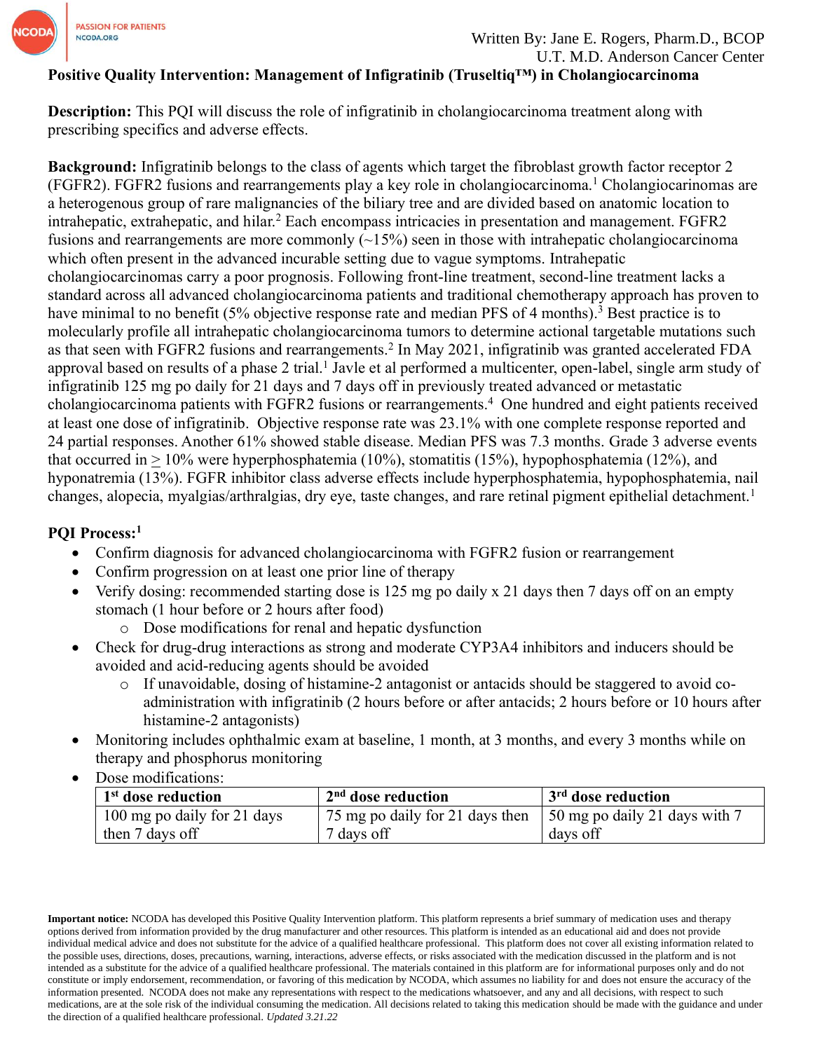Written By: Jane E. Rogers, Pharm.D., BCOP
U.T. M.D. Anderson Cancer Center

**Positive Quality Intervention: Management of Infigratinib (Truseltiq™) in Cholangiocarcinoma**

**Description:** This PQI will discuss the role of infigratinib in cholangiocarcinoma treatment along with prescribing specifics and adverse effects.

**Background:** Infigratinib belongs to the class of agents which target the fibroblast growth factor receptor 2 (FGFR2). FGFR2 fusions and rearrangements play a key role in cholangiocarcinoma.[1] Cholangiocarinomas are a heterogenous group of rare malignancies of the biliary tree and are divided based on anatomic location to intrahepatic, extrahepatic, and hilar.[2] Each encompass intricacies in presentation and management. FGFR2 fusions and rearrangements are more commonly (~15%) seen in those with intrahepatic cholangiocarcinoma which often present in the advanced incurable setting due to vague symptoms. Intrahepatic cholangiocarcinomas carry a poor prognosis. Following front-line treatment, second-line treatment lacks a standard across all advanced cholangiocarcinoma patients and traditional chemotherapy approach has proven to have minimal to no benefit (5% objective response rate and median PFS of 4 months).[3] Best practice is to molecularly profile all intrahepatic cholangiocarcinoma tumors to determine actional targetable mutations such as that seen with FGFR2 fusions and rearrangements.[2] In May 2021, infigratinib was granted accelerated FDA approval based on results of a phase 2 trial.[1] Javle et al performed a multicenter, open-label, single arm study of infigratinib 125 mg po daily for 21 days and 7 days off in previously treated advanced or metastatic cholangiocarcinoma patients with FGFR2 fusions or rearrangements.[4] One hundred and eight patients received at least one dose of infigratinib. Objective response rate was 23.1% with one complete response reported and 24 partial responses. Another 61% showed stable disease. Median PFS was 7.3 months. Grade 3 adverse events that occurred in $\geq$ 10% were hyperphosphatemia (10%), stomatitis (15%), hypophosphatemia (12%), and hyponatremia (13%). FGFR inhibitor class adverse effects include hyperphosphatemia, hypophosphatemia, nail changes, alopecia, myalgias/arthralgias, dry eye, taste changes, and rare retinal pigment epithelial detachment.[1]

**PQI Process:[1]**

- Confirm diagnosis for advanced cholangiocarcinoma with FGFR2 fusion or rearrangement
- Confirm progression on at least one prior line of therapy
- Verify dosing: recommended starting dose is 125 mg po daily x 21 days then 7 days off on an empty stomach (1 hour before or 2 hours after food)
  - Dose modifications for renal and hepatic dysfunction
- Check for drug-drug interactions as strong and moderate CYP3A4 inhibitors and inducers should be avoided and acid-reducing agents should be avoided
  - If unavoidable, dosing of histamine-2 antagonist or antacids should be staggered to avoid co-administration with infigratinib (2 hours before or after antacids; 2 hours before or 10 hours after histamine-2 antagonists)
- Monitoring includes ophthalmic exam at baseline, 1 month, at 3 months, and every 3 months while on therapy and phosphorus monitoring
- Dose modifications:

| 1st dose reduction | 2nd dose reduction | 3rd dose reduction |
|---|---|---|
| 100 mg po daily for 21 days then 7 days off | 75 mg po daily for 21 days then 7 days off | 50 mg po daily 21 days with 7 days off |

**Important notice:** NCODA has developed this Positive Quality Intervention platform. This platform represents a brief summary of medication uses and therapy options derived from information provided by the drug manufacturer and other resources. This platform is intended as an educational aid and does not provide individual medical advice and does not substitute for the advice of a qualified healthcare professional. This platform does not cover all existing information related to the possible uses, directions, doses, precautions, warning, interactions, adverse effects, or risks associated with the medication discussed in the platform and is not intended as a substitute for the advice of a qualified healthcare professional. The materials contained in this platform are for informational purposes only and do not constitute or imply endorsement, recommendation, or favoring of this medication by NCODA, which assumes no liability for and does not ensure the accuracy of the information presented. NCODA does not make any representations with respect to the medications whatsoever, and any and all decisions, with respect to such medications, are at the sole risk of the individual consuming the medication. All decisions related to taking this medication should be made with the guidance and under the direction of a qualified healthcare professional. *Updated 3.21.22*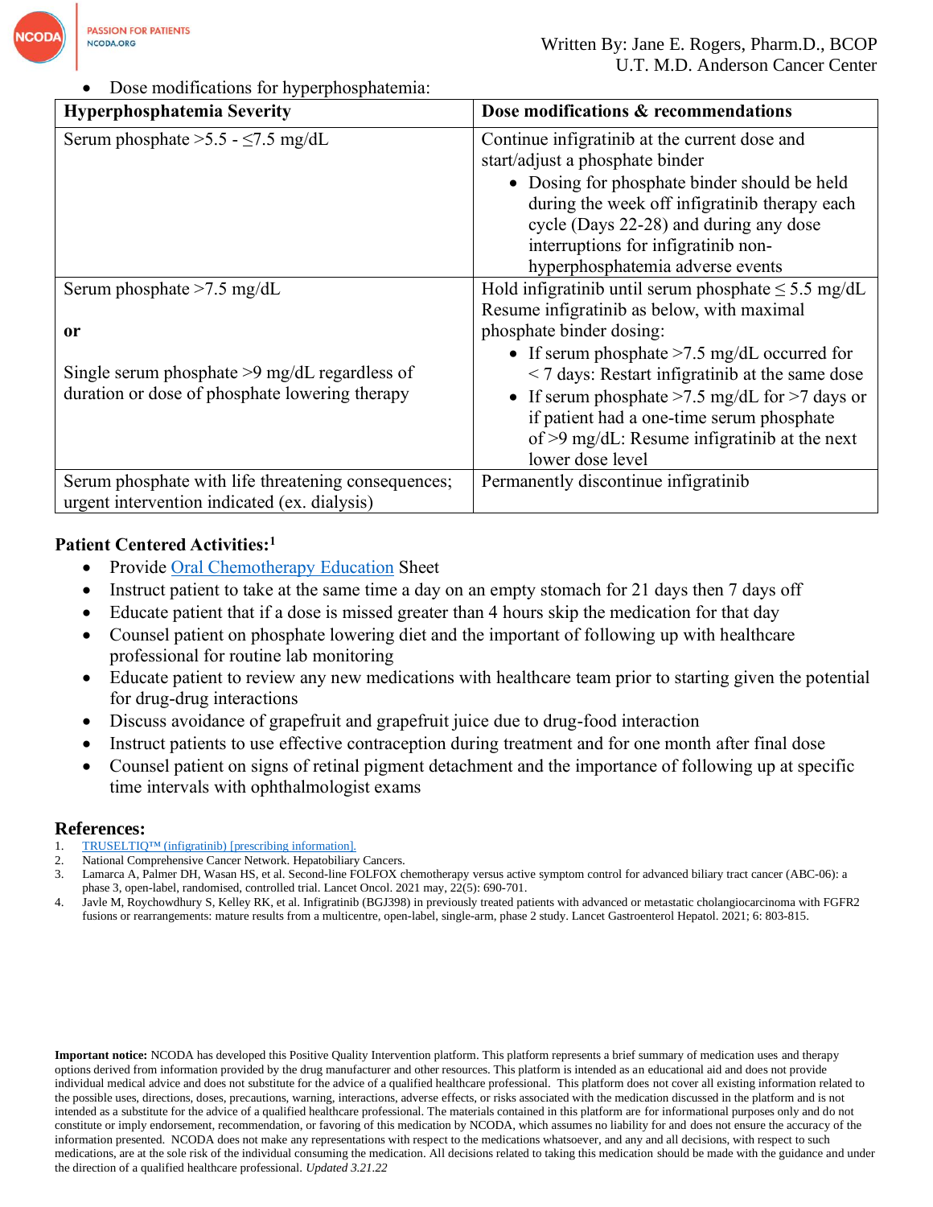- Dose modifications for hyperphosphatemia:

| Hyperphosphatemia Severity | Dose modifications & recommendations |
|---|---|
| Serum phosphate >5.5 - ≤7.5 mg/dL | Continue infigratinib at the current dose and start/adjust a phosphate binder<br>• Dosing for phosphate binder should be held during the week off infigratinib therapy each cycle (Days 22-28) and during any dose interruptions for infigratinib non-hyperphosphatemia adverse events |
| Serum phosphate >7.5 mg/dL<br><br>**or**<br><br>Single serum phosphate >9 mg/dL regardless of duration or dose of phosphate lowering therapy | Hold infigratinib until serum phosphate ≤ 5.5 mg/dL Resume infigratinib as below, with maximal phosphate binder dosing:<br>• If serum phosphate >7.5 mg/dL occurred for < 7 days: Restart infigratinib at the same dose<br>• If serum phosphate >7.5 mg/dL for >7 days or if patient had a one-time serum phosphate of >9 mg/dL: Resume infigratinib at the next lower dose level |
| Serum phosphate with life threatening consequences; urgent intervention indicated (ex. dialysis) | Permanently discontinue infigratinib |

**Patient Centered Activities:**[1]

- Provide Oral Chemotherapy Education Sheet
- Instruct patient to take at the same time a day on an empty stomach for 21 days then 7 days off
- Educate patient that if a dose is missed greater than 4 hours skip the medication for that day
- Counsel patient on phosphate lowering diet and the important of following up with healthcare professional for routine lab monitoring
- Educate patient to review any new medications with healthcare team prior to starting given the potential for drug-drug interactions
- Discuss avoidance of grapefruit and grapefruit juice due to drug-food interaction
- Instruct patients to use effective contraception during treatment and for one month after final dose
- Counsel patient on signs of retinal pigment detachment and the importance of following up at specific time intervals with ophthalmologist exams

**References:**

1. TRUSELTIQ™ (infigratinib) [prescribing information].
2. National Comprehensive Cancer Network. Hepatobiliary Cancers.
3. Lamarca A, Palmer DH, Wasan HS, et al. Second-line FOLFOX chemotherapy versus active symptom control for advanced biliary tract cancer (ABC-06): a phase 3, open-label, randomised, controlled trial. Lancet Oncol. 2021 may, 22(5): 690-701.
4. Javle M, Roychowdhury S, Kelley RK, et al. Infigratinib (BGJ398) in previously treated patients with advanced or metastatic cholangiocarcinoma with FGFR2 fusions or rearrangements: mature results from a multicentre, open-label, single-arm, phase 2 study. Lancet Gastroenterol Hepatol. 2021; 6: 803-815.

**Important notice:** NCODA has developed this Positive Quality Intervention platform. This platform represents a brief summary of medication uses and therapy options derived from information provided by the drug manufacturer and other resources. This platform is intended as an educational aid and does not provide individual medical advice and does not substitute for the advice of a qualified healthcare professional. This platform does not cover all existing information related to the possible uses, directions, doses, precautions, warning, interactions, adverse effects, or risks associated with the medication discussed in the platform and is not intended as a substitute for the advice of a qualified healthcare professional. The materials contained in this platform are for informational purposes only and do not constitute or imply endorsement, recommendation, or favoring of this medication by NCODA, which assumes no liability for and does not ensure the accuracy of the information presented. NCODA does not make any representations with respect to the medications whatsoever, and any and all decisions, with respect to such medications, are at the sole risk of the individual consuming the medication. All decisions related to taking this medication should be made with the guidance and under the direction of a qualified healthcare professional. *Updated 3.21.22*